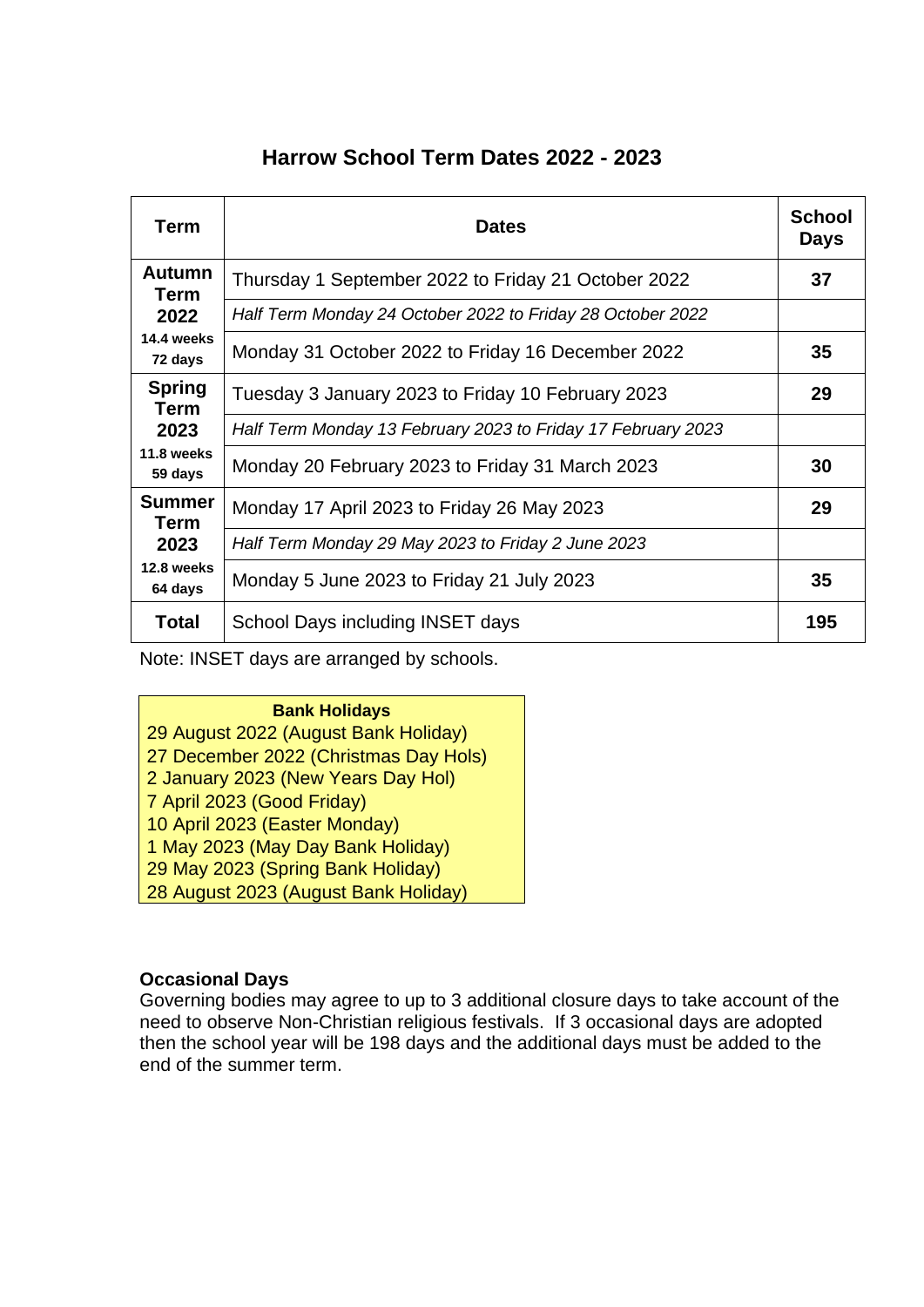# Harrow School Term Dates 2022 - 2023

| Term | Dates | School Days |
|---|---|---|
| **Autumn Term 2022** | Thursday 1 September 2022 to Friday 21 October 2022 | **37** |
| | *Half Term Monday 24 October 2022 to Friday 28 October 2022* | |
| **14.4 weeks 72 days** | Monday 31 October 2022 to Friday 16 December 2022 | **35** |
| **Spring Term 2023** | Tuesday 3 January 2023 to Friday 10 February 2023 | **29** |
| | *Half Term Monday 13 February 2023 to Friday 17 February 2023* | |
| **11.8 weeks 59 days** | Monday 20 February 2023 to Friday 31 March 2023 | **30** |
| **Summer Term 2023** | Monday 17 April 2023 to Friday 26 May 2023 | **29** |
| | *Half Term Monday 29 May 2023 to Friday 2 June 2023* | |
| **12.8 weeks 64 days** | Monday 5 June 2023 to Friday 21 July 2023 | **35** |
| **Total** | School Days including INSET days | **195** |

Note: INSET days are arranged by schools.

**Bank Holidays**

29 August 2022 (August Bank Holiday)
27 December 2022 (Christmas Day Hols)
2 January 2023 (New Years Day Hol)
7 April 2023 (Good Friday)
10 April 2023 (Easter Monday)
1 May 2023 (May Day Bank Holiday)
29 May 2023 (Spring Bank Holiday)
28 August 2023 (August Bank Holiday)

**Occasional Days**

Governing bodies may agree to up to 3 additional closure days to take account of the need to observe Non-Christian religious festivals. If 3 occasional days are adopted then the school year will be 198 days and the additional days must be added to the end of the summer term.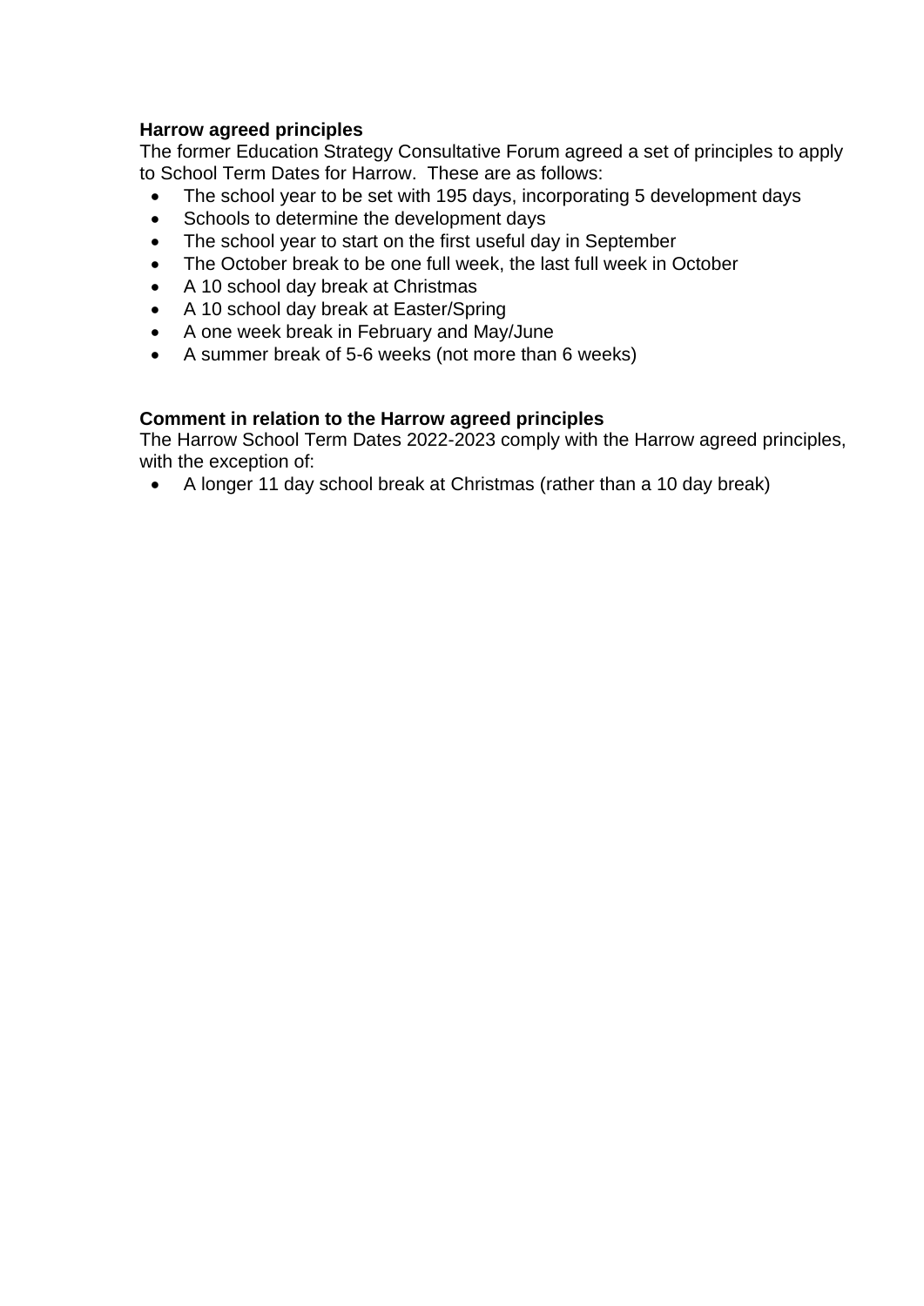**Harrow agreed principles**

The former Education Strategy Consultative Forum agreed a set of principles to apply to School Term Dates for Harrow. These are as follows:

- The school year to be set with 195 days, incorporating 5 development days
- Schools to determine the development days
- The school year to start on the first useful day in September
- The October break to be one full week, the last full week in October
- A 10 school day break at Christmas
- A 10 school day break at Easter/Spring
- A one week break in February and May/June
- A summer break of 5-6 weeks (not more than 6 weeks)

**Comment in relation to the Harrow agreed principles**

The Harrow School Term Dates 2022-2023 comply with the Harrow agreed principles, with the exception of:

- A longer 11 day school break at Christmas (rather than a 10 day break)